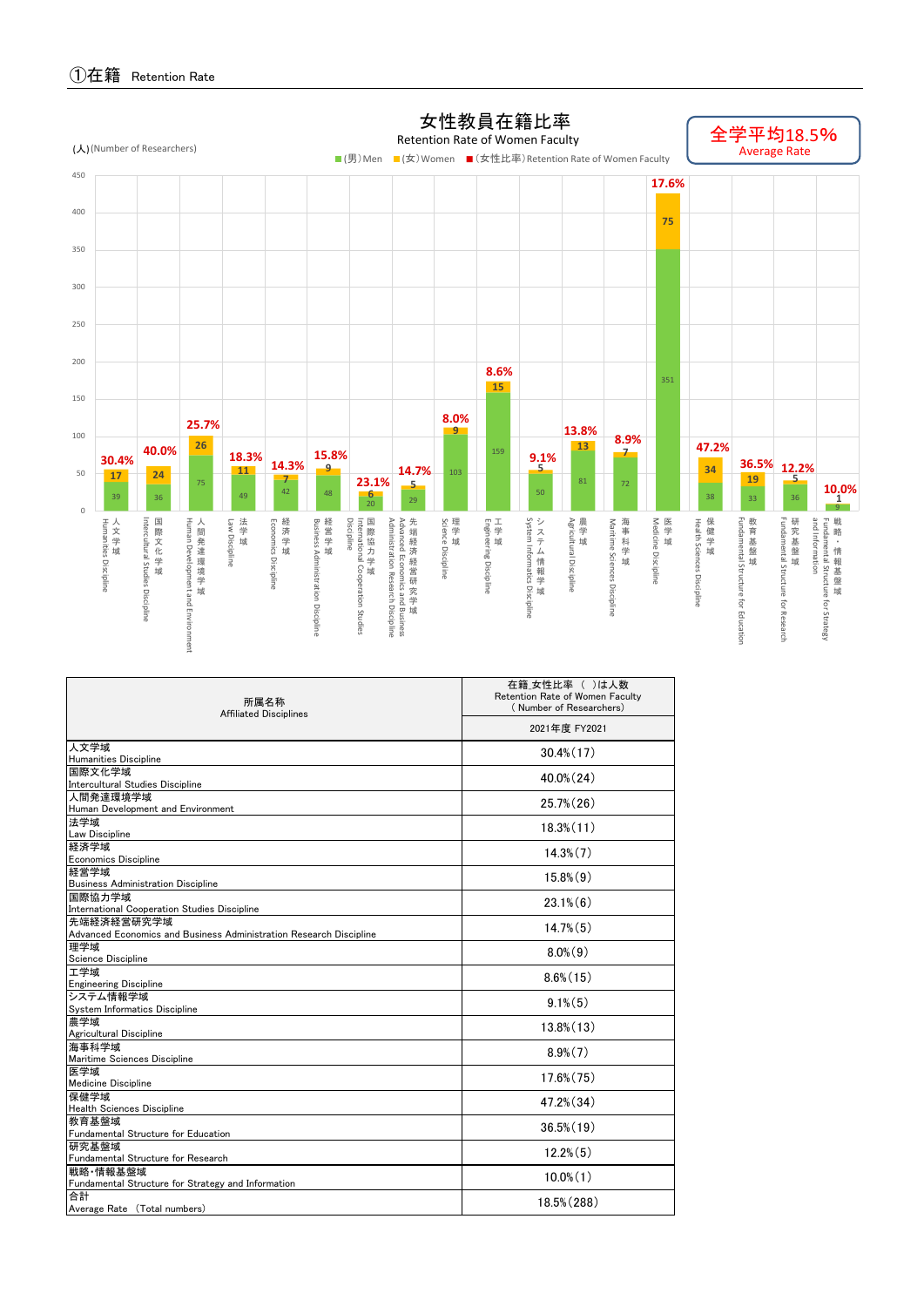## ①在籍 Retention Rate

### 女性教員在籍比率
Retention Rate of Women Faculty

**全学平均18.5%**
Average Rate

(人)(Number of Researchers)

■(男)Men ■(女)Women ■(女性比率)Retention Rate of Women Faculty

| 所属名称 Affiliated Disciplines | (男)Men | (女)Women | (女性比率)Retention Rate of Women Faculty |
|---|---|---|---|
| 人文学域 Humanities Discipline | 39 | 17 | 30.4% |
| 国際文化学域 Intercultural Studies Discipline | 36 | 24 | 40.0% |
| 人間発達環境学域 Human Development and Environment | 75 | 26 | 25.7% |
| 法学域 Law Discipline | 49 | 11 | 18.3% |
| 経済学域 Economics Discipline | 42 | 7 | 14.3% |
| 経営学域 Business Administration Discipline | 48 | 9 | 15.8% |
| 国際協力学域 International Cooperation Studies Discipline | 20 | 6 | 23.1% |
| 先端経済経営研究学域 Advanced Economics and Business Administration Research Discipline | 29 | 5 | 14.7% |
| 理学域 Science Discipline | 103 | 9 | 8.0% |
| 工学域 Engineering Discipline | 159 | 15 | 8.6% |
| システム情報学域 System Informatics Discipline | 50 | 5 | 9.1% |
| 農学域 Agricultural Discipline | 81 | 13 | 13.8% |
| 海事科学域 Maritime Sciences Discipline | 72 | 7 | 8.9% |
| 医学域 Medicine Discipline | 351 | 75 | 17.6% |
| 保健学域 Health Sciences Discipline | 38 | 34 | 47.2% |
| 教育基盤域 Fundamental Structure for Education | 33 | 19 | 36.5% |
| 研究基盤域 Fundamental Structure for Research | 36 | 5 | 12.2% |
| 戦略・情報基盤域 Fundamental Structure for Strategy and Information | 9 | 1 | 10.0% |

| 所属名称<br>Affiliated Disciplines | 在籍_女性比率 ( )は人数<br>Retention Rate of Women Faculty<br>( Number of Researchers) |
|---|---|
| | 2021年度 FY2021 |
| 人文学域<br>Humanities Discipline | 30.4%(17) |
| 国際文化学域<br>Intercultural Studies Discipline | 40.0%(24) |
| 人間発達環境学域<br>Human Development and Environment | 25.7%(26) |
| 法学域<br>Law Discipline | 18.3%(11) |
| 経済学域<br>Economics Discipline | 14.3%(7) |
| 経営学域<br>Business Administration Discipline | 15.8%(9) |
| 国際協力学域<br>International Cooperation Studies Discipline | 23.1%(6) |
| 先端経済経営研究学域<br>Advanced Economics and Business Administration Research Discipline | 14.7%(5) |
| 理学域<br>Science Discipline | 8.0%(9) |
| 工学域<br>Engineering Discipline | 8.6%(15) |
| システム情報学域<br>System Informatics Discipline | 9.1%(5) |
| 農学域<br>Agricultural Discipline | 13.8%(13) |
| 海事科学域<br>Maritime Sciences Discipline | 8.9%(7) |
| 医学域<br>Medicine Discipline | 17.6%(75) |
| 保健学域<br>Health Sciences Discipline | 47.2%(34) |
| 教育基盤域<br>Fundamental Structure for Education | 36.5%(19) |
| 研究基盤域<br>Fundamental Structure for Research | 12.2%(5) |
| 戦略・情報基盤域<br>Fundamental Structure for Strategy and Information | 10.0%(1) |
| 合計<br>Average Rate (Total numbers) | 18.5%(288) |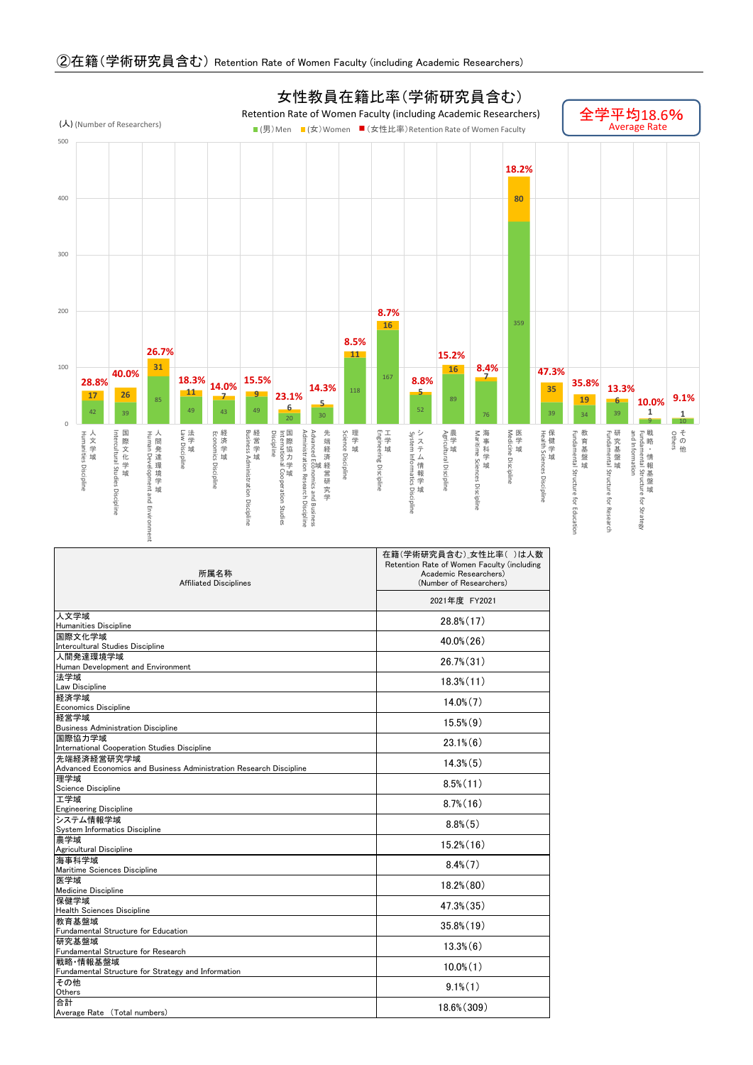## ②在籍(学術研究員含む) Retention Rate of Women Faculty (including Academic Researchers)

### 女性教員在籍比率(学術研究員含む)

Retention Rate of Women Faculty (including Academic Researchers)

全学平均18.6% Average Rate

(人) (Number of Researchers)

■(男)Men ■(女)Women ■(女性比率)Retention Rate of Women Faculty

| 所属名称 Affiliated Disciplines | (男)Men | (女)Women | (女性比率)Retention Rate of Women Faculty |
|---|---|---|---|
| 人文学域 Humanities Discipline | 42 | 17 | 28.8% |
| 国際文化学域 Intercultural Studies Discipline | 39 | 26 | 40.0% |
| 人間発達環境学域 Human Development and Environment | 85 | 31 | 26.7% |
| 法学域 Law Discipline | 49 | 11 | 18.3% |
| 経済学域 Economics Discipline | 43 | 7 | 14.0% |
| 経営学域 Business Administration Discipline | 49 | 9 | 15.5% |
| 国際協力学域 International Cooperation Studies Discipline | 20 | 6 | 23.1% |
| 先端経済経営研究学域 Advanced Economics and Business Administration Research Discipline | 30 | 5 | 14.3% |
| 理学域 Science Discipline | 118 | 11 | 8.5% |
| 工学域 Engineering Discipline | 167 | 16 | 8.7% |
| システム情報学域 System Informatics Discipline | 52 | 5 | 8.8% |
| 農学域 Agricultural Discipline | 89 | 16 | 15.2% |
| 海事科学域 Maritime Sciences Discipline | 76 | 7 | 8.4% |
| 医学域 Medicine Discipline | 359 | 80 | 18.2% |
| 保健学域 Health Sciences Discipline | 39 | 35 | 47.3% |
| 教育基盤域 Fundamental Structure for Education | 34 | 19 | 35.8% |
| 研究基盤域 Fundamental Structure for Research | 39 | 6 | 13.3% |
| 戦略・情報基盤域 Fundamental Structure for Strategy and Information | 9 | 1 | 10.0% |
| その他 Others | 10 | 1 | 9.1% |

| 所属名称<br>Affiliated Disciplines | 在籍(学術研究員含む)_女性比率( )は人数<br>Retention Rate of Women Faculty (including Academic Researchers)<br>(Number of Researchers) |
|---|---|
| | 2021年度 FY2021 |
| 人文学域<br>Humanities Discipline | 28.8%(17) |
| 国際文化学域<br>Intercultural Studies Discipline | 40.0%(26) |
| 人間発達環境学域<br>Human Development and Environment | 26.7%(31) |
| 法学域<br>Law Discipline | 18.3%(11) |
| 経済学域<br>Economics Discipline | 14.0%(7) |
| 経営学域<br>Business Administration Discipline | 15.5%(9) |
| 国際協力学域<br>International Cooperation Studies Discipline | 23.1%(6) |
| 先端経済経営研究学域<br>Advanced Economics and Business Administration Research Discipline | 14.3%(5) |
| 理学域<br>Science Discipline | 8.5%(11) |
| 工学域<br>Engineering Discipline | 8.7%(16) |
| システム情報学域<br>System Informatics Discipline | 8.8%(5) |
| 農学域<br>Agricultural Discipline | 15.2%(16) |
| 海事科学域<br>Maritime Sciences Discipline | 8.4%(7) |
| 医学域<br>Medicine Discipline | 18.2%(80) |
| 保健学域<br>Health Sciences Discipline | 47.3%(35) |
| 教育基盤域<br>Fundamental Structure for Education | 35.8%(19) |
| 研究基盤域<br>Fundamental Structure for Research | 13.3%(6) |
| 戦略・情報基盤域<br>Fundamental Structure for Strategy and Information | 10.0%(1) |
| その他<br>Others | 9.1%(1) |
| 合計<br>Average Rate (Total numbers) | 18.6%(309) |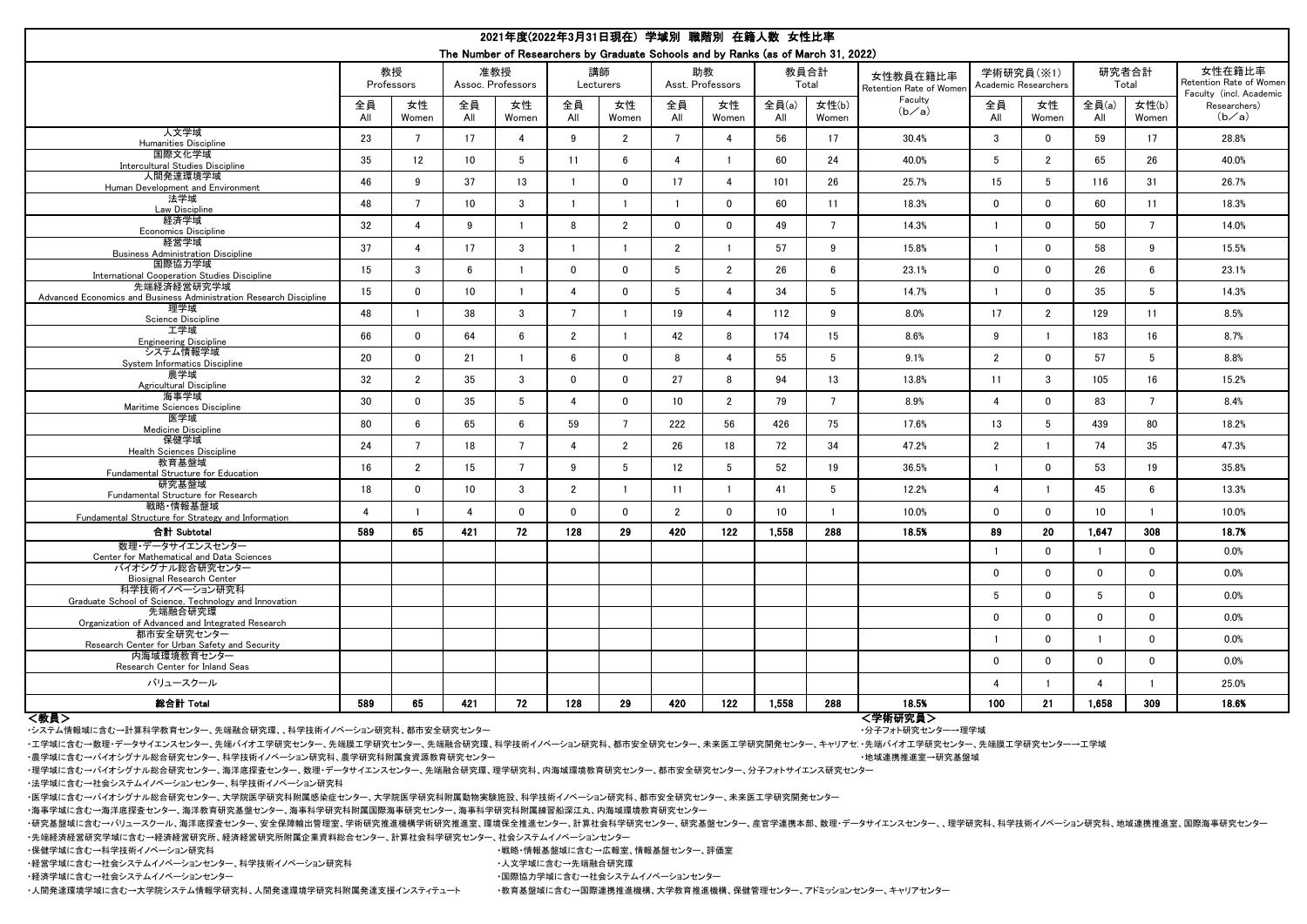## 2021年度(2022年3月31日現在) 学域別 職階別 在籍人数 女性比率

The Number of Researchers by Graduate Schools and by Ranks (as of March 31, 2022)

| | 教授 Professors | | 准教授 Assoc. Professors | | 講師 Lecturers | | 助教 Asst. Professors | | 教員合計 Total | | 女性教員在籍比率 Retention Rate of Women Faculty (b／a) | 学術研究員(※1) Academic Researchers | | 研究者合計 Total | | 女性在籍比率 Retention Rate of Women Faculty (incl. Academic Researchers) (b／a) |
|---|---|---|---|---|---|---|---|---|---|---|---|---|---|---|---|---|
| | 全員 All | 女性 Women | 全員 All | 女性 Women | 全員 All | 女性 Women | 全員 All | 女性 Women | 全員(a) All | 女性(b) Women | | 全員 All | 女性 Women | 全員(a) All | 女性(b) Women | |
| 人文学域 Humanities Discipline | 23 | 7 | 17 | 4 | 9 | 2 | 7 | 4 | 56 | 17 | 30.4% | 3 | 0 | 59 | 17 | 28.8% |
| 国際文化学域 Intercultural Studies Discipline | 35 | 12 | 10 | 5 | 11 | 6 | 4 | 1 | 60 | 24 | 40.0% | 5 | 2 | 65 | 26 | 40.0% |
| 人間発達環境学域 Human Development and Environment | 46 | 9 | 37 | 13 | 1 | 0 | 17 | 4 | 101 | 26 | 25.7% | 15 | 5 | 116 | 31 | 26.7% |
| 法学域 Law Discipline | 48 | 7 | 10 | 3 | 1 | 1 | 1 | 0 | 60 | 11 | 18.3% | 0 | 0 | 60 | 11 | 18.3% |
| 経済学域 Economics Discipline | 32 | 4 | 9 | 1 | 8 | 2 | 0 | 0 | 49 | 7 | 14.3% | 1 | 0 | 50 | 7 | 14.0% |
| 経営学域 Business Administration Discipline | 37 | 4 | 17 | 3 | 1 | 1 | 2 | 1 | 57 | 9 | 15.8% | 1 | 0 | 58 | 9 | 15.5% |
| 国際協力学域 International Cooperation Studies Discipline | 15 | 3 | 6 | 1 | 0 | 0 | 5 | 2 | 26 | 6 | 23.1% | 0 | 0 | 26 | 6 | 23.1% |
| 先端経済経営研究学域 Advanced Economics and Business Administration Research Discipline | 15 | 0 | 10 | 1 | 4 | 0 | 5 | 4 | 34 | 5 | 14.7% | 1 | 0 | 35 | 5 | 14.3% |
| 理学域 Science Discipline | 48 | 1 | 38 | 3 | 7 | 1 | 19 | 4 | 112 | 9 | 8.0% | 17 | 2 | 129 | 11 | 8.5% |
| 工学域 Engineering Discipline | 66 | 0 | 64 | 6 | 2 | 1 | 42 | 8 | 174 | 15 | 8.6% | 9 | 1 | 183 | 16 | 8.7% |
| システム情報学域 System Informatics Discipline | 20 | 0 | 21 | 1 | 6 | 0 | 8 | 4 | 55 | 5 | 9.1% | 2 | 0 | 57 | 5 | 8.8% |
| 農学域 Agricultural Discipline | 32 | 2 | 35 | 3 | 0 | 0 | 27 | 8 | 94 | 13 | 13.8% | 11 | 3 | 105 | 16 | 15.2% |
| 海事学域 Maritime Sciences Discipline | 30 | 0 | 35 | 5 | 4 | 0 | 10 | 2 | 79 | 7 | 8.9% | 4 | 0 | 83 | 7 | 8.4% |
| 医学域 Medicine Discipline | 80 | 6 | 65 | 6 | 59 | 7 | 222 | 56 | 426 | 75 | 17.6% | 13 | 5 | 439 | 80 | 18.2% |
| 保健学域 Health Sciences Discipline | 24 | 7 | 18 | 7 | 4 | 2 | 26 | 18 | 72 | 34 | 47.2% | 2 | 1 | 74 | 35 | 47.3% |
| 教育基盤域 Fundamental Structure for Education | 16 | 2 | 15 | 7 | 9 | 5 | 12 | 5 | 52 | 19 | 36.5% | 1 | 0 | 53 | 19 | 35.8% |
| 研究基盤域 Fundamental Structure for Research | 18 | 0 | 10 | 3 | 2 | 1 | 11 | 1 | 41 | 5 | 12.2% | 4 | 1 | 45 | 6 | 13.3% |
| 戦略・情報基盤域 Fundamental Structure for Strategy and Information | 4 | 1 | 4 | 0 | 0 | 0 | 2 | 0 | 10 | 1 | 10.0% | 0 | 0 | 10 | 1 | 10.0% |
| **合計 Subtotal** | **589** | **65** | **421** | **72** | **128** | **29** | **420** | **122** | **1,558** | **288** | **18.5%** | **89** | **20** | **1,647** | **308** | **18.7%** |
| 数理・データサイエンスセンター Center for Mathematical and Data Sciences | | | | | | | | | | | | 1 | 0 | 1 | 0 | 0.0% |
| バイオシグナル総合研究センター Biosignal Research Center | | | | | | | | | | | | 0 | 0 | 0 | 0 | 0.0% |
| 科学技術イノベーション研究科 Graduate School of Science, Technology and Innovation | | | | | | | | | | | | 5 | 0 | 5 | 0 | 0.0% |
| 先端融合研究環 Organization of Advanced and Integrated Research | | | | | | | | | | | | 0 | 0 | 0 | 0 | 0.0% |
| 都市安全研究センター Research Center for Urban Safety and Security | | | | | | | | | | | | 1 | 0 | 1 | 0 | 0.0% |
| 内海域環境教育研究センター Research Center for Inland Seas | | | | | | | | | | | | 0 | 0 | 0 | 0 | 0.0% |
| バリュースクール | | | | | | | | | | | | 4 | 1 | 4 | 1 | 25.0% |
| **総合計 Total** | **589** | **65** | **421** | **72** | **128** | **29** | **420** | **122** | **1,558** | **288** | **18.5%** | **100** | **21** | **1,658** | **309** | **18.6%** |

**<教員>**

- ・システム情報域に含む→計算科学教育センター、先端融合研究環、、科学技術イノベーション研究科、都市安全研究センター
- ・工学域に含む→数理・データサイエンスセンター、先端バイオ工学研究センター、先端膜工学研究センター、先端融合研究環、科学技術イノベーション研究科、都市安全研究センター、未来医工学研究開発センター、キャリアセ
- ・農学域に含む→バイオシグナル総合研究センター、科学技術イノベーション研究科、農学研究科附属食資源教育研究センター
- ・理学域に含む→バイオシグナル総合研究センター、海洋底探査センター、数理・データサイエンスセンター、先端融合研究環、理学研究科、内海域環境教育研究センター、都市安全研究センター、分子フォトサイエンス研究センター
- ・法学域に含む→社会システムイノベーションセンター、科学技術イノベーション研究科
- ・医学域に含む→バイオシグナル総合研究センター、大学院医学研究科附属感染症センター、大学院医学研究科附属動物実験施設、科学技術イノベーション研究科、都市安全研究センター、未来医工学研究開発センター
- ・海事学域に含む→海洋底探査センター、海洋教育研究基盤センター、海事科学研究科附属国際海事研究センター、海事科学研究科附属練習船深江丸、内海域環境教育研究センター
- ・研究基盤域に含む→バリュースクール、海洋底探査センター、安全保障輸出管理室、学術研究推進機構学術研究推進室、環境保全推進センター、計算社会科学研究センター、研究基盤センター、産官学連携本部、数理・データサイエンスセンター、、理学研究科、科学技術イノベーション研究科、地域連携推進室、国際海事研究センター
- ・先端経済経営研究学域に含む→経済経営研究所、経済経営研究所附属企業資料総合センター、計算社会科学研究センター、社会システムイノベーションセンター
- ・保健学域に含む→科学技術イノベーション研究科
- ・経営学域に含む→社会システムイノベーションセンター、科学技術イノベーション研究科
- ・経済学域に含む→社会システムイノベーションセンター
- ・人間発達環境学域に含む→大学院システム情報学研究科、人間発達環境学研究科附属発達支援インスティテュート
- ・戦略・情報基盤域に含む→広報室、情報基盤センター、評価室
- ・人文学域に含む→先端融合研究環
- ・国際協力学域に含む→社会システムイノベーションセンター
- ・教育基盤域に含む→国際連携推進機構、大学教育推進機構、保健管理センター、アドミッションセンター、キャリアセンター

**<学術研究員>**

- ・分子フォト研究センター→理学域
- ・先端バイオ工学研究センター、先端膜工学研究センター→工学域
- ・地域連携推進室→研究基盤域